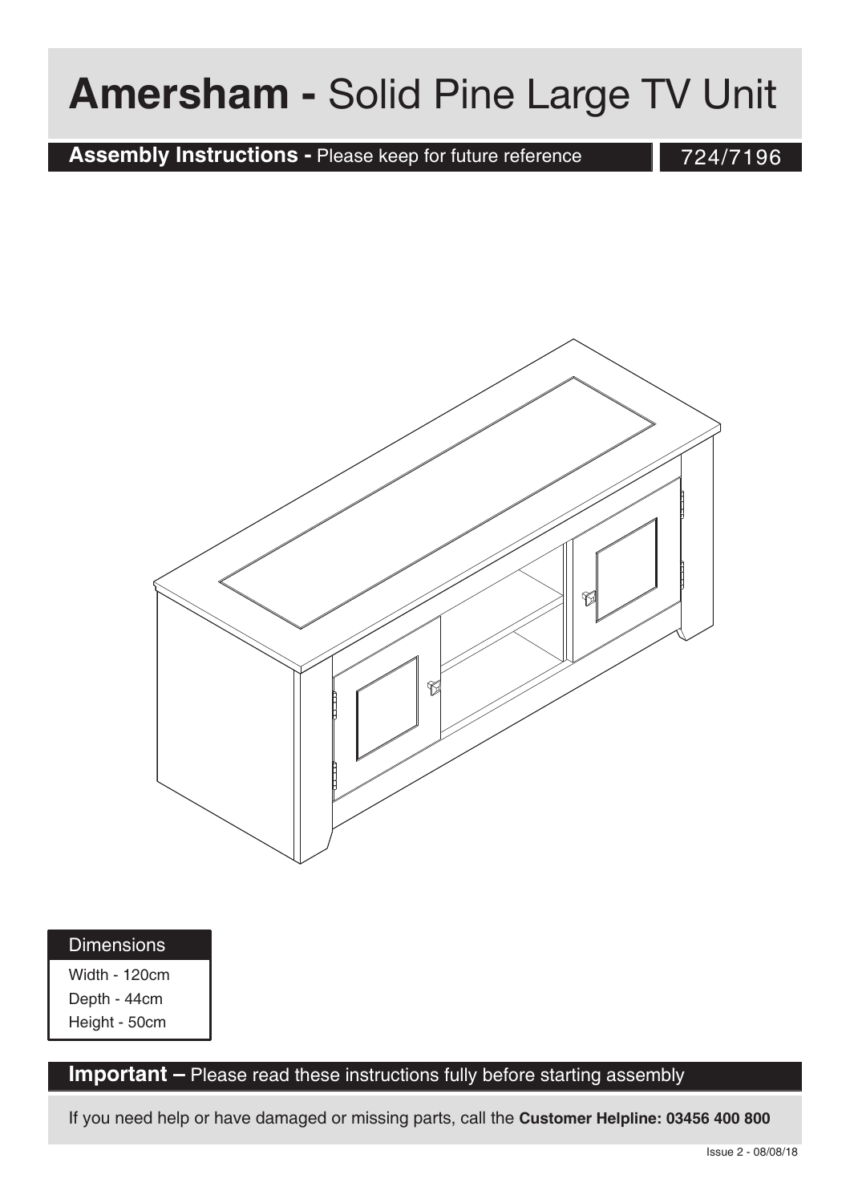# **Amersham -** Solid Pine Large TV Unit

**Assembly Instructions -** Please keep for future reference

724/7196

## Dimensions

Width - 120cm
Depth - 44cm
Height - 50cm

**Important –** Please read these instructions fully before starting assembly

If you need help or have damaged or missing parts, call the **Customer Helpline: 03456 400 800**

Issue 2 - 08/08/18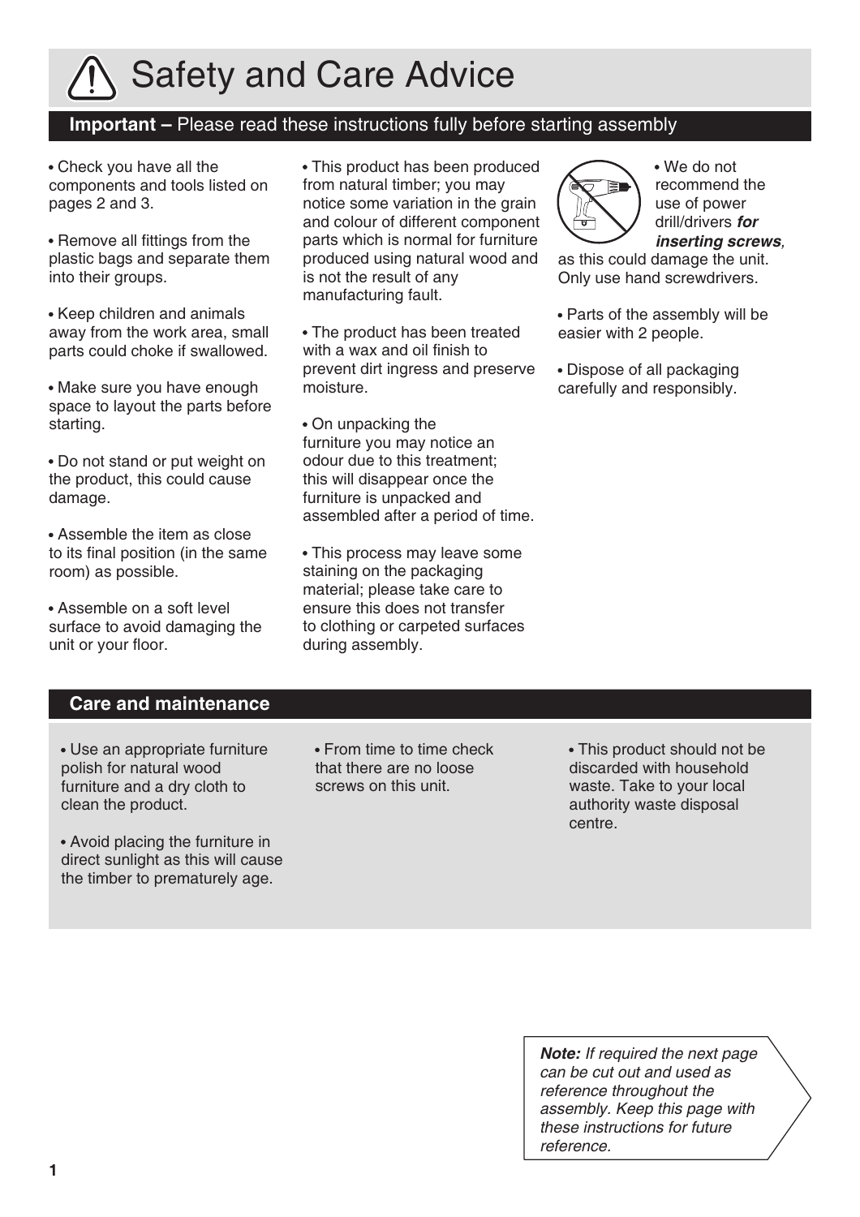# Safety and Care Advice

**Important –** Please read these instructions fully before starting assembly

- Check you have all the components and tools listed on pages 2 and 3.
- Remove all fittings from the plastic bags and separate them into their groups.
- Keep children and animals away from the work area, small parts could choke if swallowed.
- Make sure you have enough space to layout the parts before starting.
- Do not stand or put weight on the product, this could cause damage.
- Assemble the item as close to its final position (in the same room) as possible.
- Assemble on a soft level surface to avoid damaging the unit or your floor.
- This product has been produced from natural timber; you may notice some variation in the grain and colour of different component parts which is normal for furniture produced using natural wood and is not the result of any manufacturing fault.
- The product has been treated with a wax and oil finish to prevent dirt ingress and preserve moisture.
- On unpacking the furniture you may notice an odour due to this treatment; this will disappear once the furniture is unpacked and assembled after a period of time.
- This process may leave some staining on the packaging material; please take care to ensure this does not transfer to clothing or carpeted surfaces during assembly.
- We do not recommend the use of power drill/drivers ***for inserting screws***, as this could damage the unit. Only use hand screwdrivers.
- Parts of the assembly will be easier with 2 people.
- Dispose of all packaging carefully and responsibly.

## Care and maintenance

- Use an appropriate furniture polish for natural wood furniture and a dry cloth to clean the product.
- Avoid placing the furniture in direct sunlight as this will cause the timber to prematurely age.
- From time to time check that there are no loose screws on this unit.
- This product should not be discarded with household waste. Take to your local authority waste disposal centre.

***Note:*** *If required the next page can be cut out and used as reference throughout the assembly. Keep this page with these instructions for future reference.*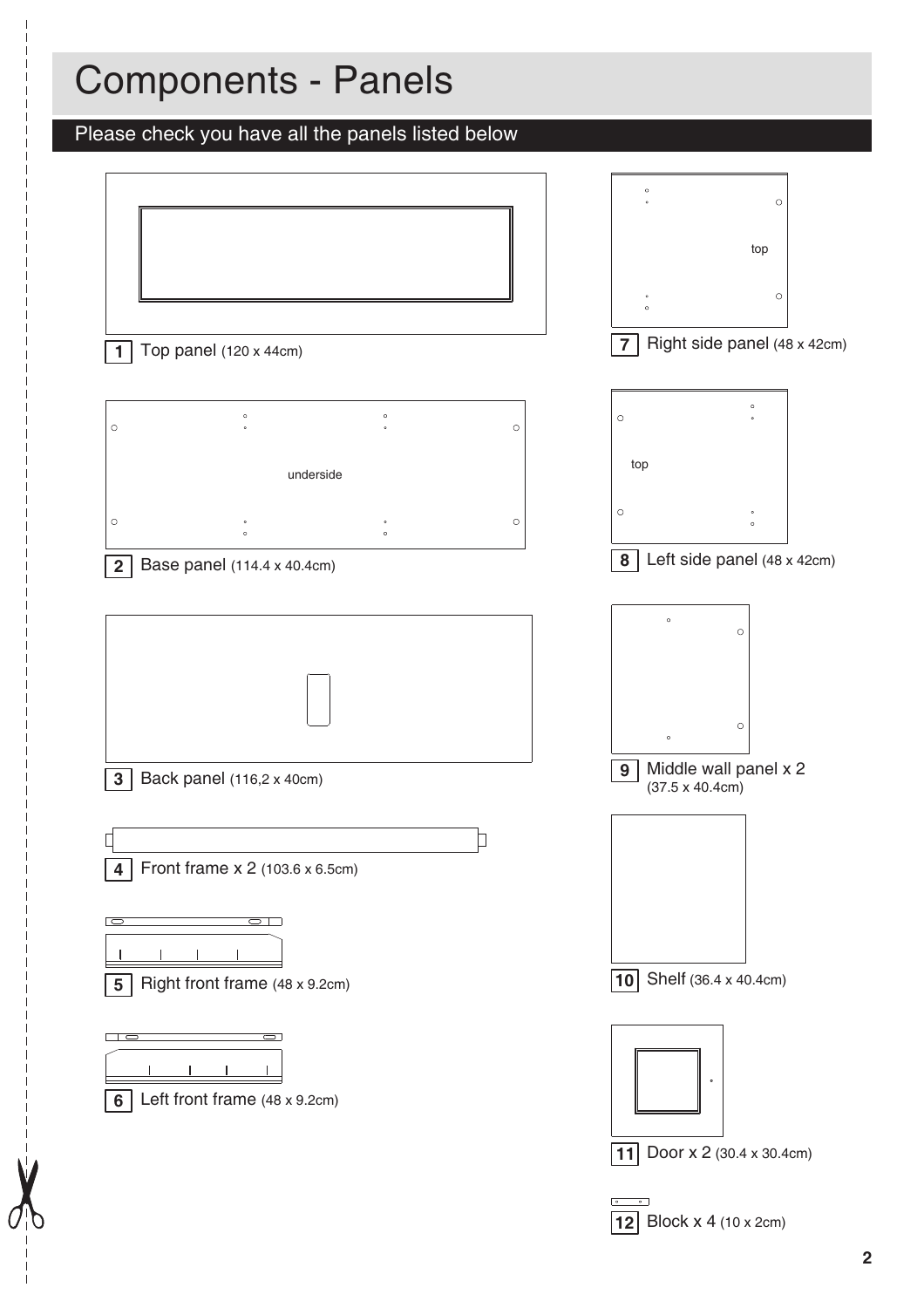# Components - Panels

## Please check you have all the panels listed below

**1** Top panel (120 x 44cm)

underside

**2** Base panel (114.4 x 40.4cm)

**3** Back panel (116,2 x 40cm)

**4** Front frame x 2 (103.6 x 6.5cm)

**5** Right front frame (48 x 9.2cm)

**6** Left front frame (48 x 9.2cm)

top

**7** Right side panel (48 x 42cm)

top

**8** Left side panel (48 x 42cm)

**9** Middle wall panel x 2 (37.5 x 40.4cm)

**10** Shelf (36.4 x 40.4cm)

**11** Door x 2 (30.4 x 30.4cm)

**12** Block x 4 (10 x 2cm)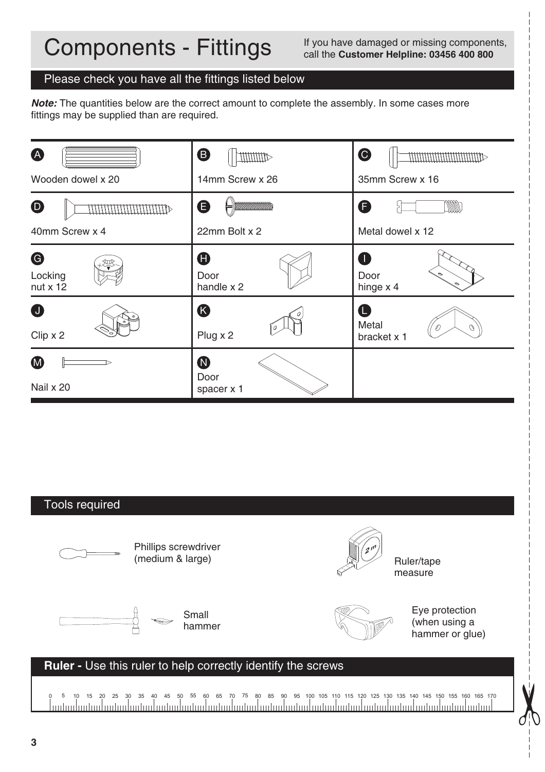# Components - Fittings

If you have damaged or missing components, call the **Customer Helpline: 03456 400 800**

## Please check you have all the fittings listed below

***Note:*** The quantities below are the correct amount to complete the assembly. In some cases more fittings may be supplied than are required.

| | | |
|---|---|---|
| A Wooden dowel x 20 | B 14mm Screw x 26 | C 35mm Screw x 16 |
| D 40mm Screw x 4 | E 22mm Bolt x 2 | F Metal dowel x 12 |
| G Locking nut x 12 | H Door handle x 2 | I Door hinge x 4 |
| J Clip x 2 | K Plug x 2 | L Metal bracket x 1 |
| M Nail x 20 | N Door spacer x 1 | |

## Tools required

Phillips screwdriver (medium & large)

Ruler/tape measure

Small hammer

Eye protection (when using a hammer or glue)

## **Ruler -** Use this ruler to help correctly identify the screws

0 5 10 15 20 25 30 35 40 45 50 55 60 65 70 75 80 85 90 95 100 105 110 115 120 125 130 135 140 145 150 155 160 165 170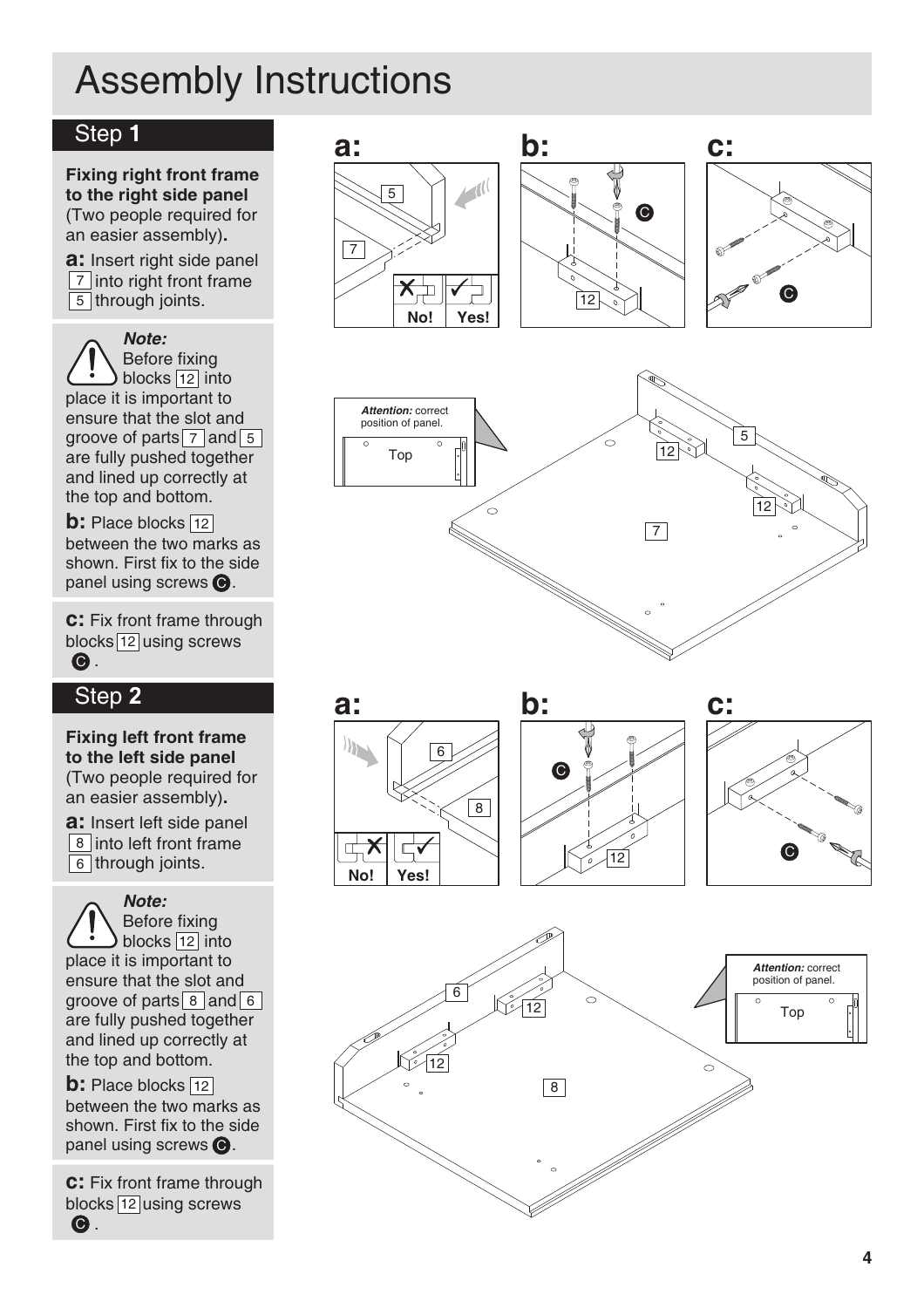# Assembly Instructions

## Step 1

**Fixing right front frame to the right side panel** (Two people required for an easier assembly).

**a:** Insert right side panel 7 into right front frame 5 through joints.

***Note:*** Before fixing blocks 12 into place it is important to ensure that the slot and groove of parts 7 and 5 are fully pushed together and lined up correctly at the top and bottom.

**b:** Place blocks 12 between the two marks as shown. First fix to the side panel using screws C.

**c:** Fix front frame through blocks 12 using screws C.

a: b: c:

No! Yes!

***Attention:*** correct position of panel.

Top

## Step 2

**Fixing left front frame to the left side panel** (Two people required for an easier assembly).

**a:** Insert left side panel 8 into left front frame 6 through joints.

***Note:*** Before fixing blocks 12 into place it is important to ensure that the slot and groove of parts 8 and 6 are fully pushed together and lined up correctly at the top and bottom.

**b:** Place blocks 12 between the two marks as shown. First fix to the side panel using screws C.

**c:** Fix front frame through blocks 12 using screws C.

a: b: c:

No! Yes!

***Attention:*** correct position of panel.

Top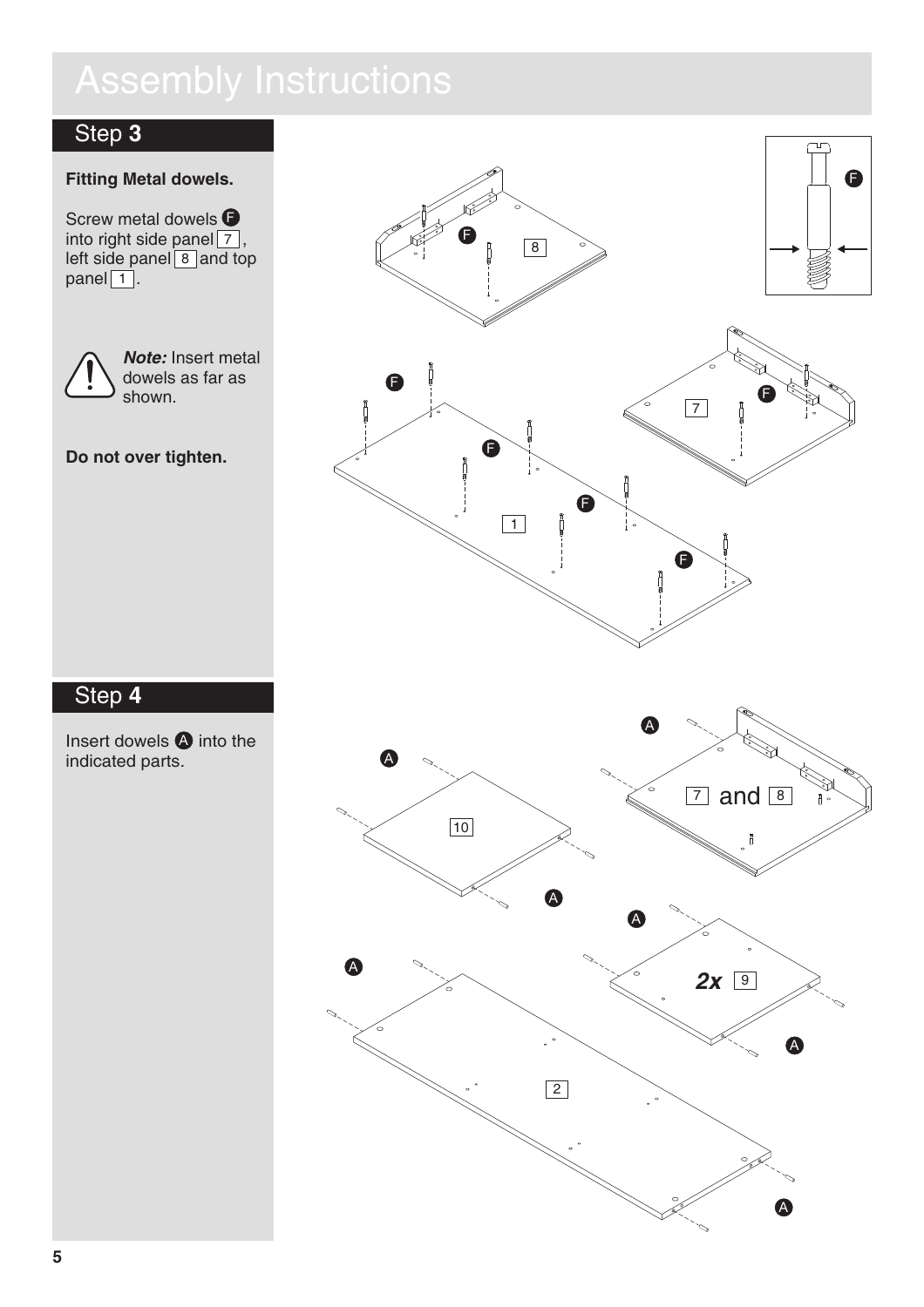# Assembly Instructions

## Step 3

**Fitting Metal dowels.**

Screw metal dowels F into right side panel 7, left side panel 8 and top panel 1.

***Note:*** Insert metal dowels as far as shown.

**Do not over tighten.**

## Step 4

Insert dowels A into the indicated parts.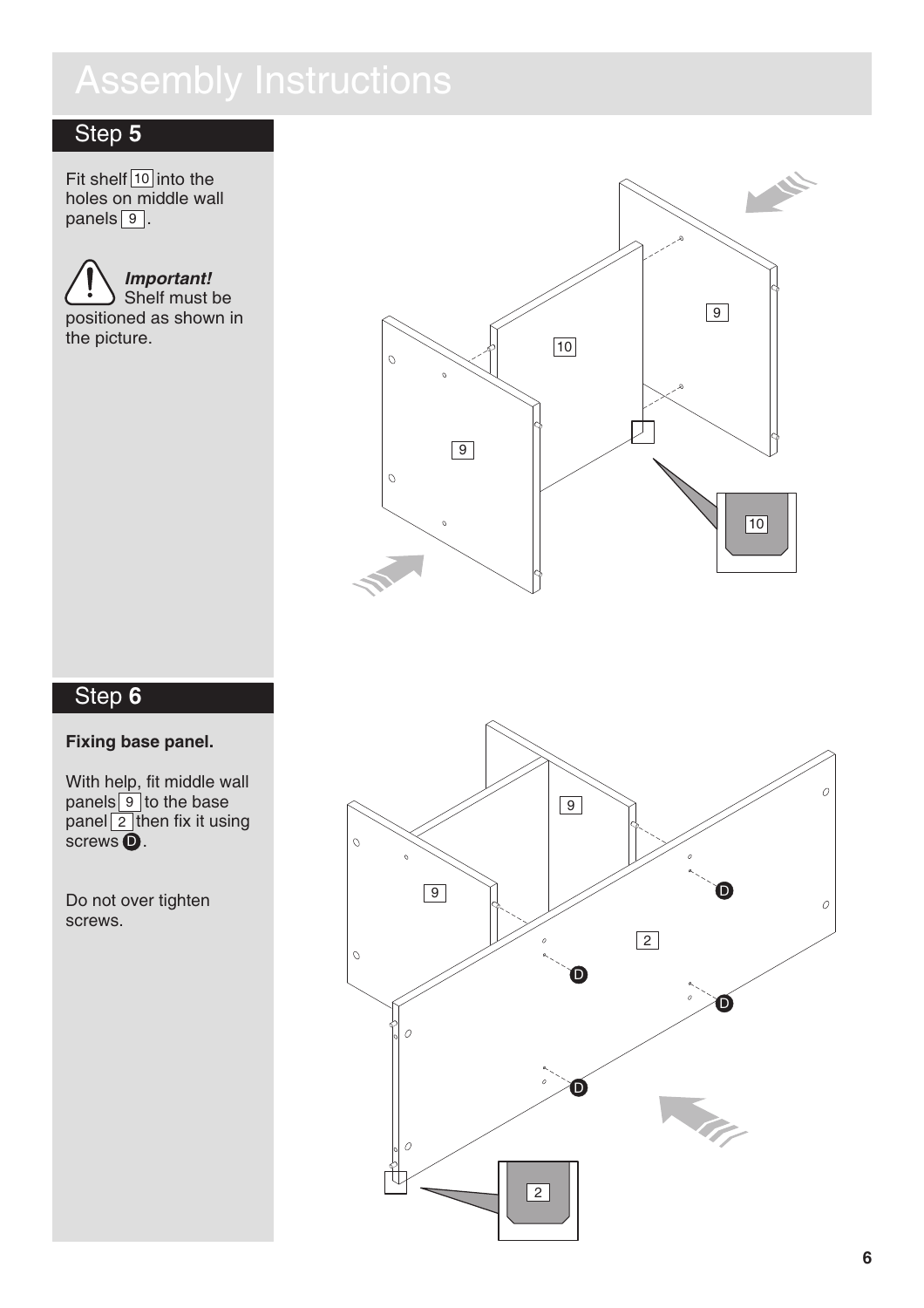# Assembly Instructions

## Step 5

Fit shelf 10 into the holes on middle wall panels 9.

***Important!*** Shelf must be positioned as shown in the picture.

## Step 6

**Fixing base panel.**

With help, fit middle wall panels 9 to the base panel 2 then fix it using screws D.

Do not over tighten screws.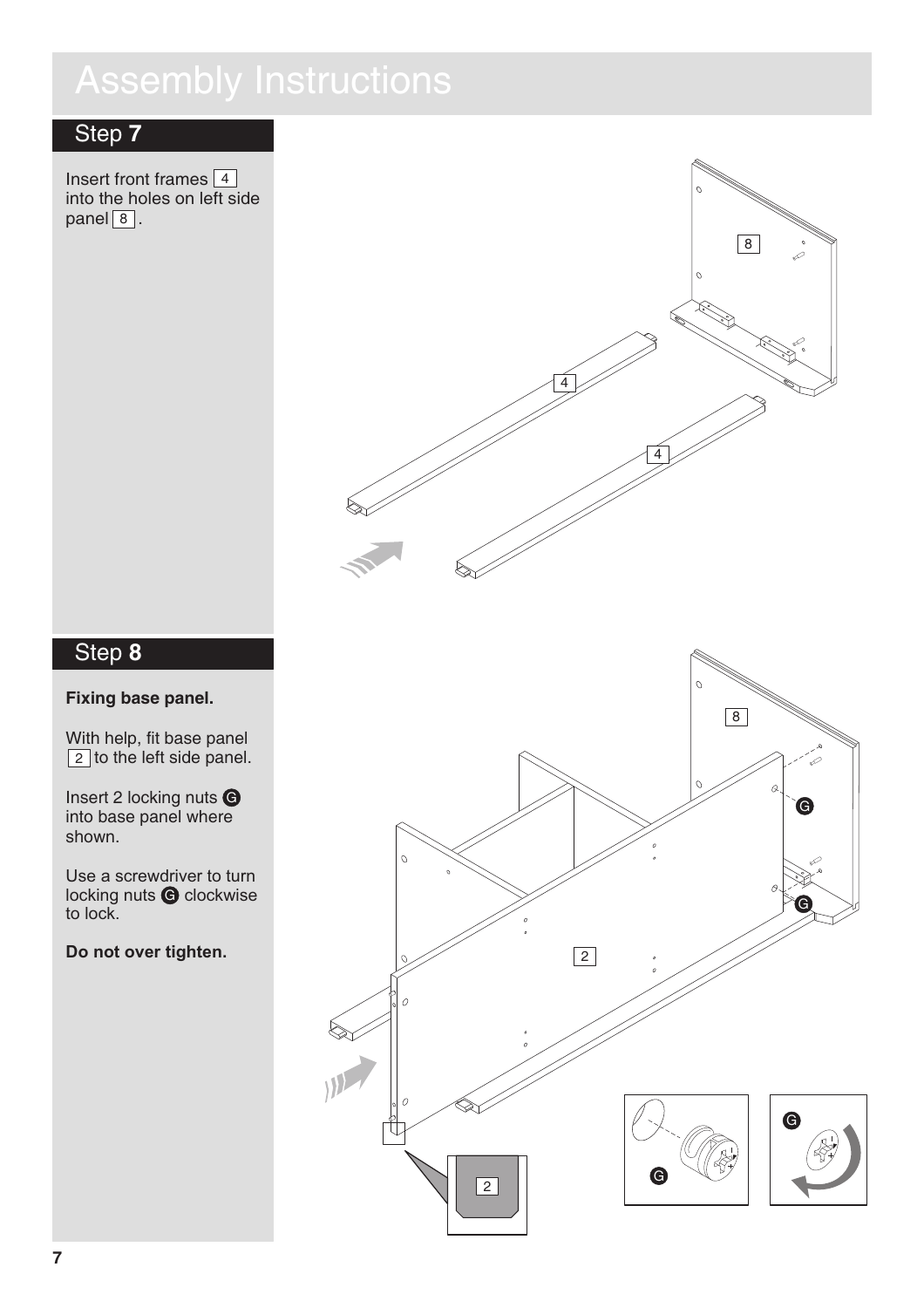# Assembly Instructions

## Step 7

Insert front frames 4 into the holes on left side panel 8.

## Step 8

**Fixing base panel.**

With help, fit base panel 2 to the left side panel.

Insert 2 locking nuts G into base panel where shown.

Use a screwdriver to turn locking nuts G clockwise to lock.

**Do not over tighten.**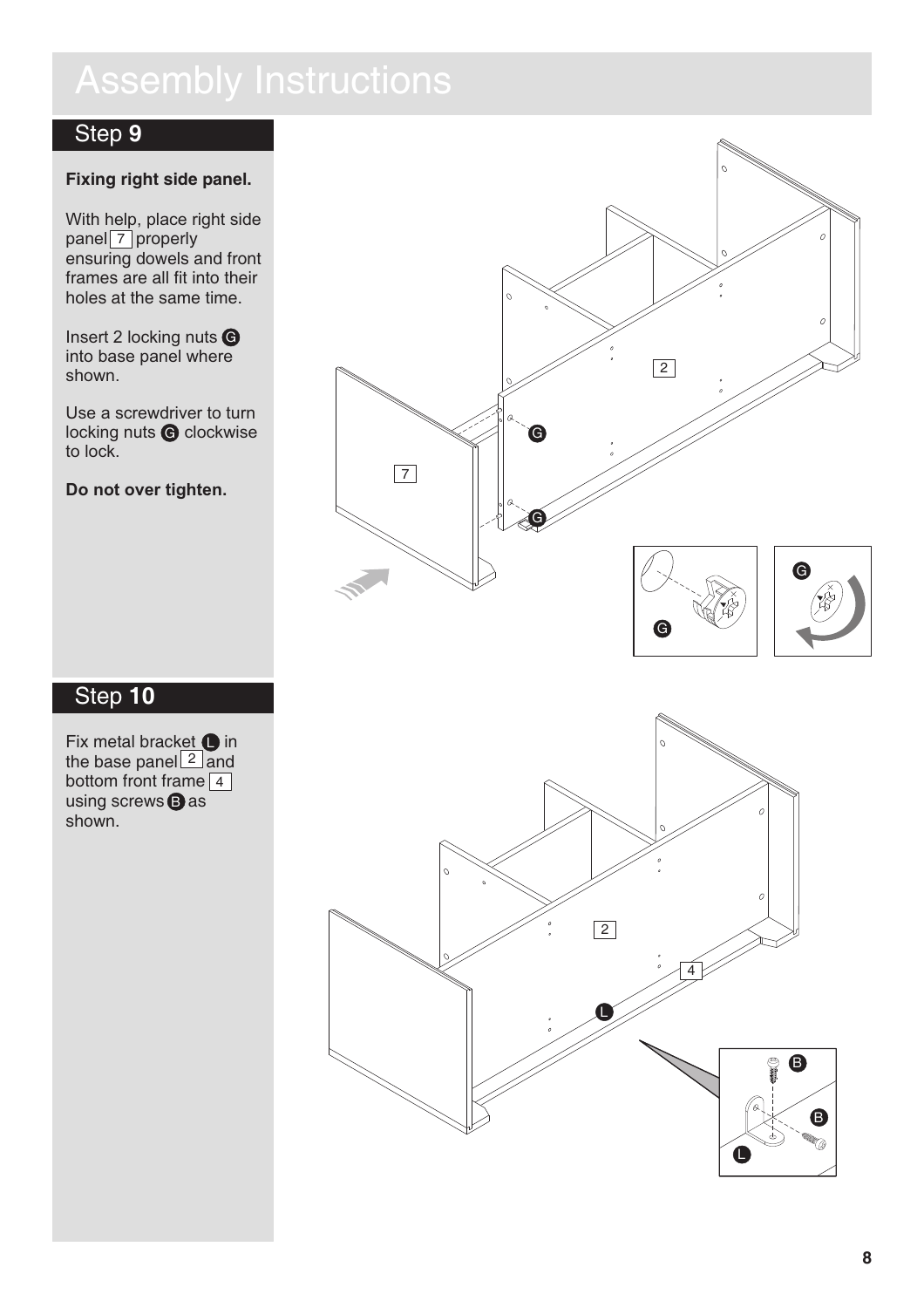# Assembly Instructions

## Step 9

**Fixing right side panel.**

With help, place right side panel 7 properly ensuring dowels and front frames are all fit into their holes at the same time.

Insert 2 locking nuts G into base panel where shown.

Use a screwdriver to turn locking nuts G clockwise to lock.

**Do not over tighten.**

## Step 10

Fix metal bracket L in the base panel 2 and bottom front frame 4 using screws B as shown.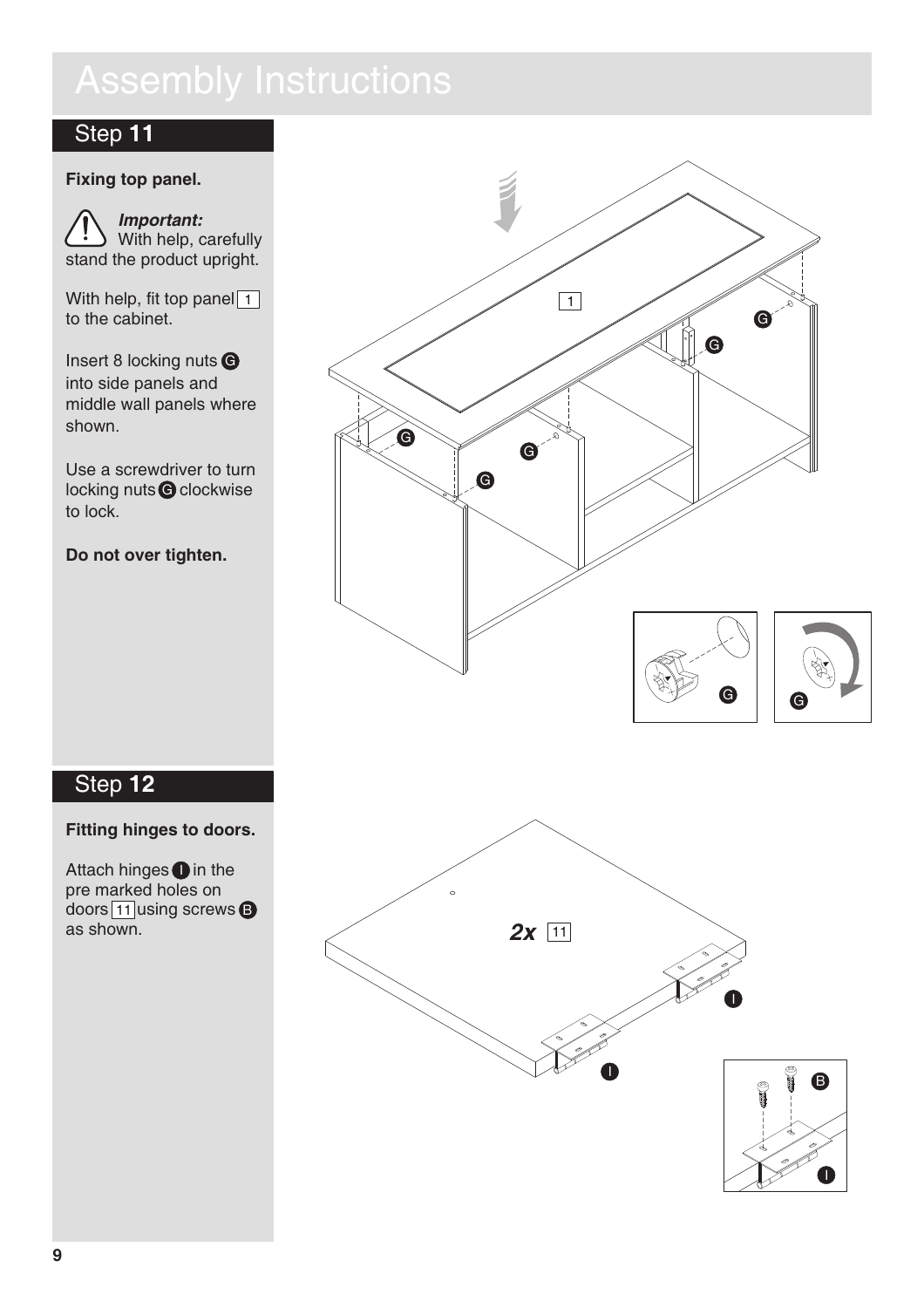# Assembly Instructions

## Step 11

**Fixing top panel.**

***Important:*** With help, carefully stand the product upright.

With help, fit top panel 1 to the cabinet.

Insert 8 locking nuts G into side panels and middle wall panels where shown.

Use a screwdriver to turn locking nuts G clockwise to lock.

**Do not over tighten.**

## Step 12

**Fitting hinges to doors.**

Attach hinges I in the pre marked holes on doors 11 using screws B as shown.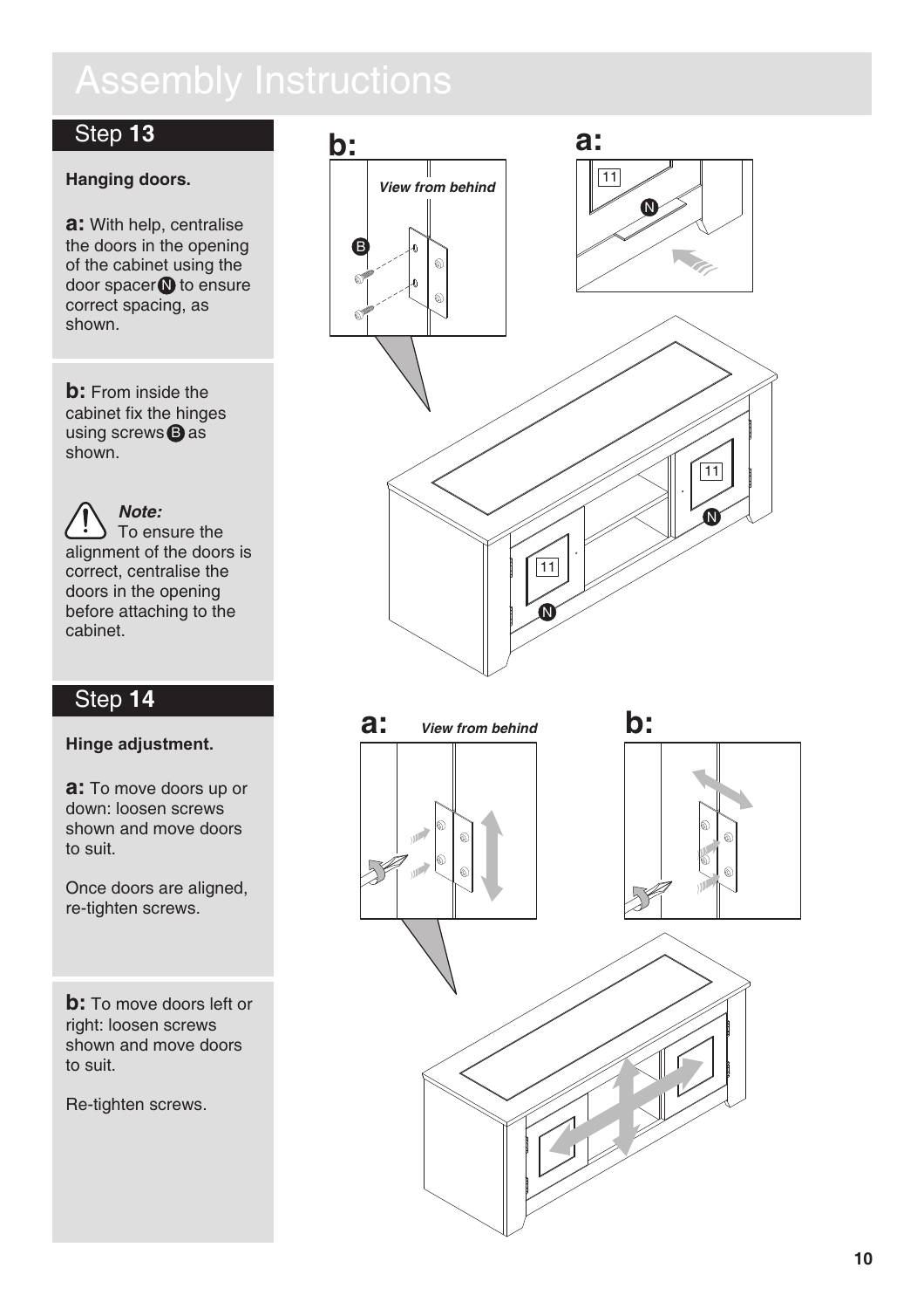# Assembly Instructions

## Step 13

**Hanging doors.**

**a:** With help, centralise the doors in the opening of the cabinet using the door spacer N to ensure correct spacing, as shown.

**b:** From inside the cabinet fix the hinges using screws B as shown.

***Note:*** To ensure the alignment of the doors is correct, centralise the doors in the opening before attaching to the cabinet.

## Step 14

**Hinge adjustment.**

**a:** To move doors up or down: loosen screws shown and move doors to suit.

Once doors are aligned, re-tighten screws.

**b:** To move doors left or right: loosen screws shown and move doors to suit.

Re-tighten screws.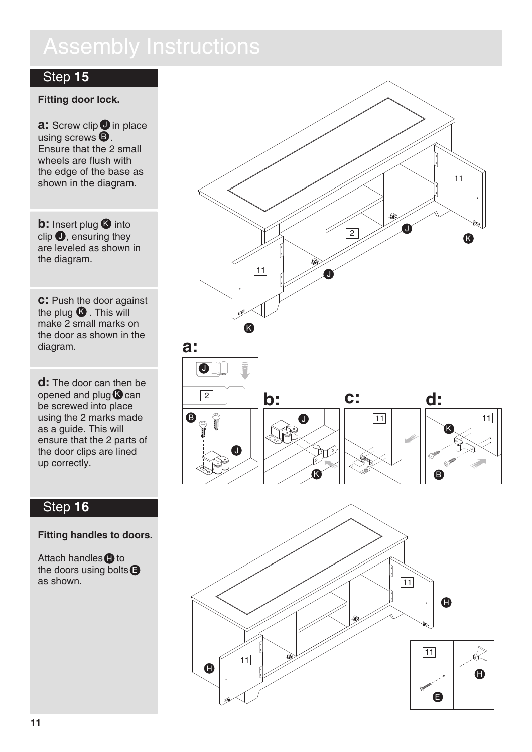# Assembly Instructions

## Step 15

**Fitting door lock.**

**a:** Screw clip J in place using screws B. Ensure that the 2 small wheels are flush with the edge of the base as shown in the diagram.

**b:** Insert plug K into clip J, ensuring they are leveled as shown in the diagram.

**c:** Push the door against the plug K. This will make 2 small marks on the door as shown in the diagram.

**d:** The door can then be opened and plug K can be screwed into place using the 2 marks made as a guide. This will ensure that the 2 parts of the door clips are lined up correctly.

## Step 16

**Fitting handles to doors.**

Attach handles H to the doors using bolts E as shown.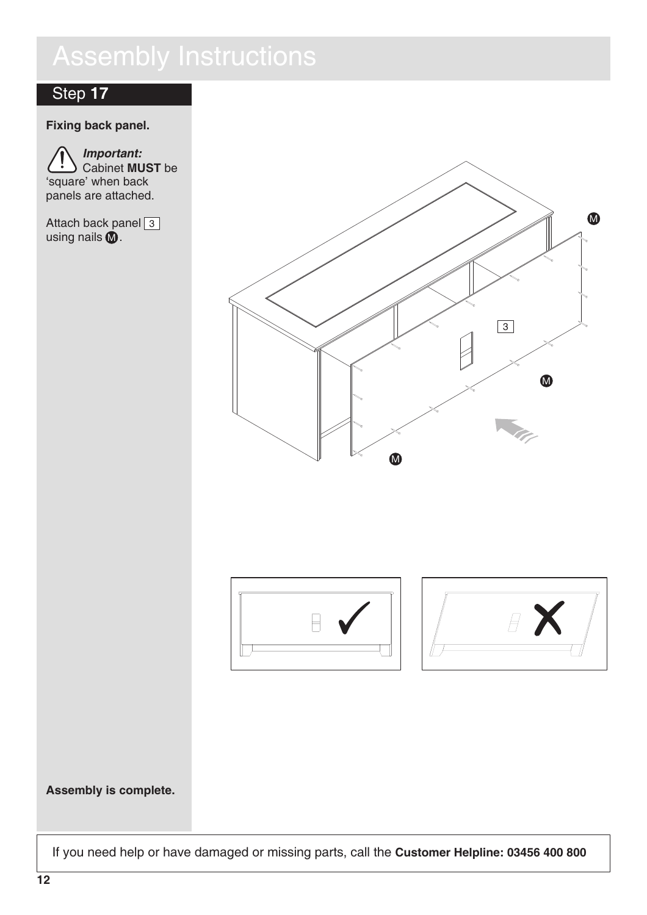# Assembly Instructions

## Step 17

**Fixing back panel.**

***Important:*** Cabinet **MUST** be 'square' when back panels are attached.

Attach back panel 3 using nails M.

**Assembly is complete.**

If you need help or have damaged or missing parts, call the **Customer Helpline: 03456 400 800**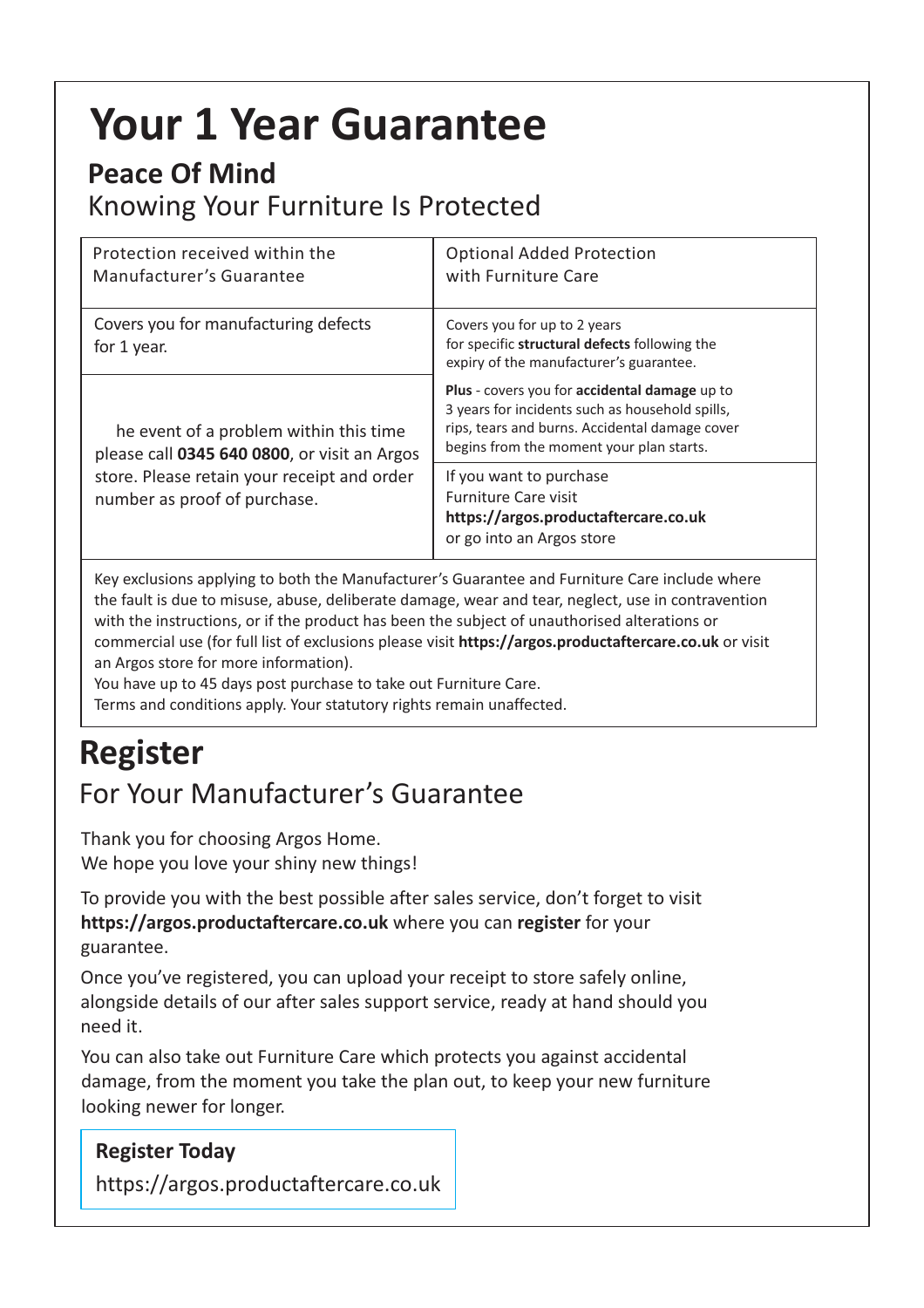# Your 1 Year Guarantee

## Peace Of Mind

Knowing Your Furniture Is Protected

| Protection received within the Manufacturer's Guarantee | Optional Added Protection with Furniture Care |
|---|---|
| Covers you for manufacturing defects for 1 year. | Covers you for up to 2 years for specific **structural defects** following the expiry of the manufacturer's guarantee. |
| he event of a problem within this time please call **0345 640 0800**, or visit an Argos store. Please retain your receipt and order number as proof of purchase. | **Plus** - covers you for **accidental damage** up to 3 years for incidents such as household spills, rips, tears and burns. Accidental damage cover begins from the moment your plan starts. |
| | If you want to purchase Furniture Care visit **https://argos.productaftercare.co.uk** or go into an Argos store |

Key exclusions applying to both the Manufacturer's Guarantee and Furniture Care include where the fault is due to misuse, abuse, deliberate damage, wear and tear, neglect, use in contravention with the instructions, or if the product has been the subject of unauthorised alterations or commercial use (for full list of exclusions please visit **https://argos.productaftercare.co.uk** or visit an Argos store for more information).
You have up to 45 days post purchase to take out Furniture Care.
Terms and conditions apply. Your statutory rights remain unaffected.

# Register

## For Your Manufacturer's Guarantee

Thank you for choosing Argos Home.
We hope you love your shiny new things!

To provide you with the best possible after sales service, don't forget to visit **https://argos.productaftercare.co.uk** where you can **register** for your guarantee.

Once you've registered, you can upload your receipt to store safely online, alongside details of our after sales support service, ready at hand should you need it.

You can also take out Furniture Care which protects you against accidental damage, from the moment you take the plan out, to keep your new furniture looking newer for longer.

**Register Today**

https://argos.productaftercare.co.uk